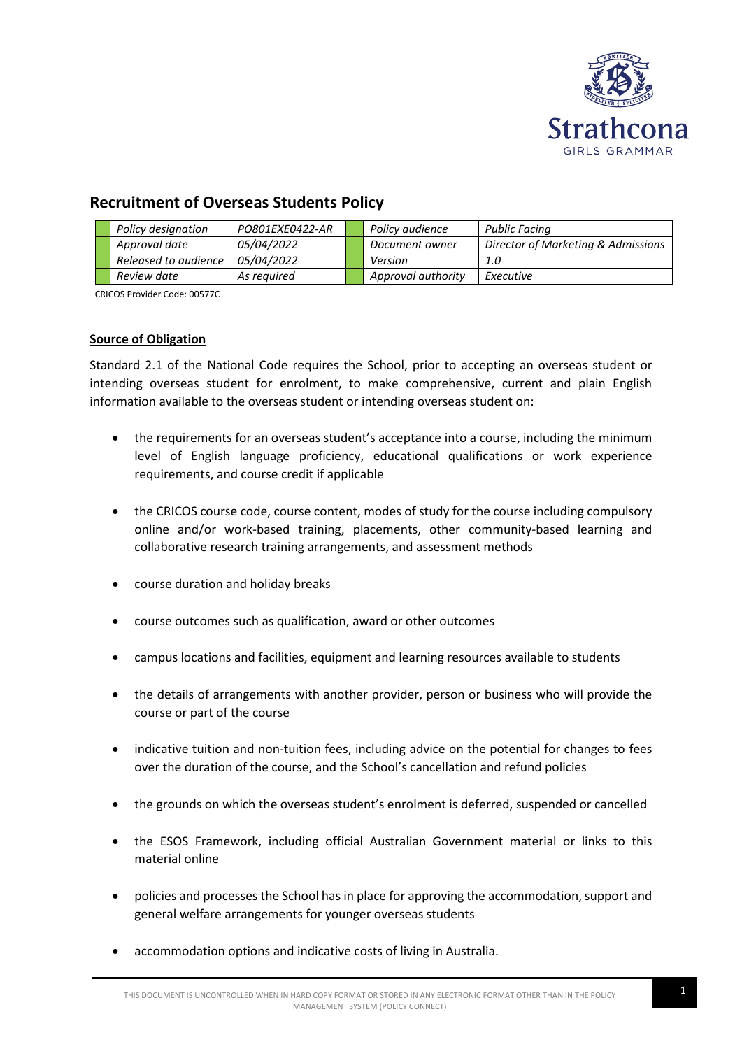# Recruitment of Overseas Students Policy

| Policy designation | PO801EXE0422-AR | Policy audience | Public Facing |
|---|---|---|---|
| Approval date | 05/04/2022 | Document owner | Director of Marketing & Admissions |
| Released to audience | 05/04/2022 | Version | 1.0 |
| Review date | As required | Approval authority | Executive |

CRICOS Provider Code: 00577C

## Source of Obligation

Standard 2.1 of the National Code requires the School, prior to accepting an overseas student or intending overseas student for enrolment, to make comprehensive, current and plain English information available to the overseas student or intending overseas student on:

- the requirements for an overseas student's acceptance into a course, including the minimum level of English language proficiency, educational qualifications or work experience requirements, and course credit if applicable
- the CRICOS course code, course content, modes of study for the course including compulsory online and/or work-based training, placements, other community-based learning and collaborative research training arrangements, and assessment methods
- course duration and holiday breaks
- course outcomes such as qualification, award or other outcomes
- campus locations and facilities, equipment and learning resources available to students
- the details of arrangements with another provider, person or business who will provide the course or part of the course
- indicative tuition and non-tuition fees, including advice on the potential for changes to fees over the duration of the course, and the School's cancellation and refund policies
- the grounds on which the overseas student's enrolment is deferred, suspended or cancelled
- the ESOS Framework, including official Australian Government material or links to this material online
- policies and processes the School has in place for approving the accommodation, support and general welfare arrangements for younger overseas students
- accommodation options and indicative costs of living in Australia.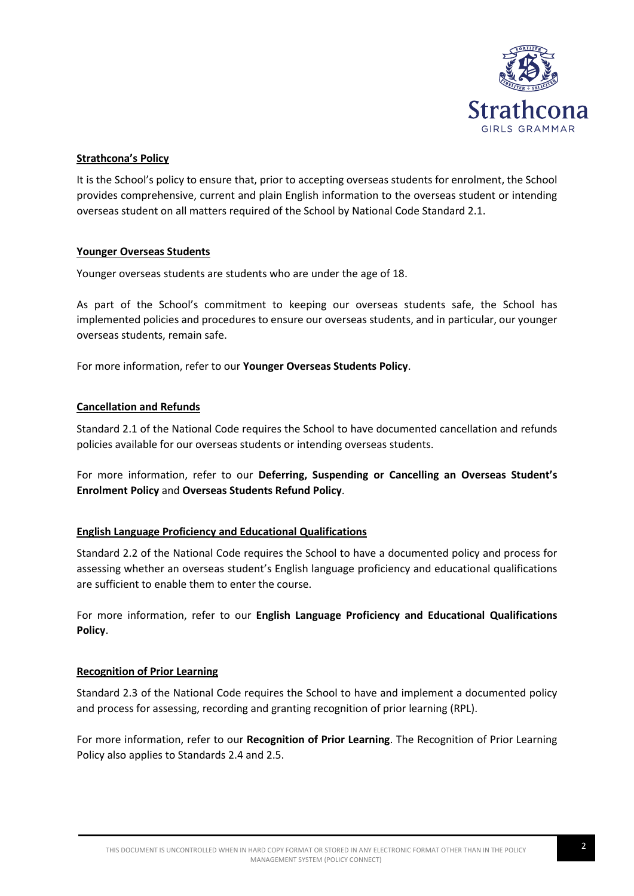**Strathcona's Policy**

It is the School's policy to ensure that, prior to accepting overseas students for enrolment, the School provides comprehensive, current and plain English information to the overseas student or intending overseas student on all matters required of the School by National Code Standard 2.1.

**Younger Overseas Students**

Younger overseas students are students who are under the age of 18.

As part of the School's commitment to keeping our overseas students safe, the School has implemented policies and procedures to ensure our overseas students, and in particular, our younger overseas students, remain safe.

For more information, refer to our **Younger Overseas Students Policy**.

**Cancellation and Refunds**

Standard 2.1 of the National Code requires the School to have documented cancellation and refunds policies available for our overseas students or intending overseas students.

For more information, refer to our **Deferring, Suspending or Cancelling an Overseas Student's Enrolment Policy** and **Overseas Students Refund Policy**.

**English Language Proficiency and Educational Qualifications**

Standard 2.2 of the National Code requires the School to have a documented policy and process for assessing whether an overseas student's English language proficiency and educational qualifications are sufficient to enable them to enter the course.

For more information, refer to our **English Language Proficiency and Educational Qualifications Policy**.

**Recognition of Prior Learning**

Standard 2.3 of the National Code requires the School to have and implement a documented policy and process for assessing, recording and granting recognition of prior learning (RPL).

For more information, refer to our **Recognition of Prior Learning**. The Recognition of Prior Learning Policy also applies to Standards 2.4 and 2.5.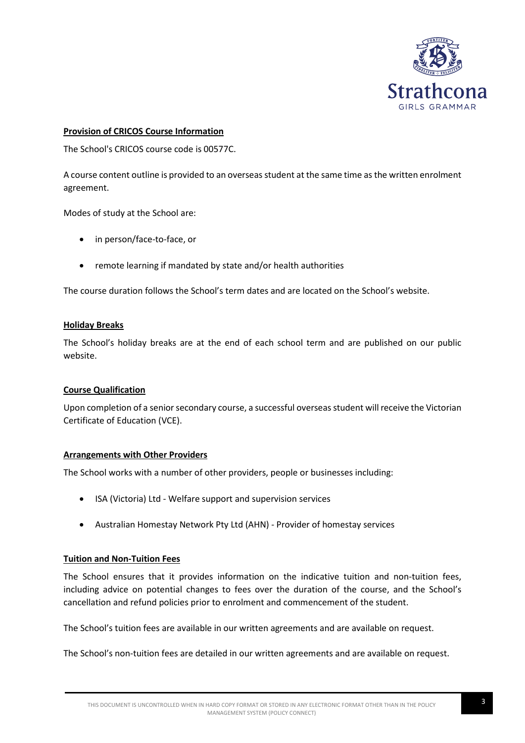**Provision of CRICOS Course Information**

The School's CRICOS course code is 00577C.

A course content outline is provided to an overseas student at the same time as the written enrolment agreement.

Modes of study at the School are:

- in person/face-to-face, or
- remote learning if mandated by state and/or health authorities

The course duration follows the School's term dates and are located on the School's website.

**Holiday Breaks**

The School's holiday breaks are at the end of each school term and are published on our public website.

**Course Qualification**

Upon completion of a senior secondary course, a successful overseas student will receive the Victorian Certificate of Education (VCE).

**Arrangements with Other Providers**

The School works with a number of other providers, people or businesses including:

- ISA (Victoria) Ltd - Welfare support and supervision services
- Australian Homestay Network Pty Ltd (AHN) - Provider of homestay services

**Tuition and Non-Tuition Fees**

The School ensures that it provides information on the indicative tuition and non-tuition fees, including advice on potential changes to fees over the duration of the course, and the School's cancellation and refund policies prior to enrolment and commencement of the student.

The School's tuition fees are available in our written agreements and are available on request.

The School's non-tuition fees are detailed in our written agreements and are available on request.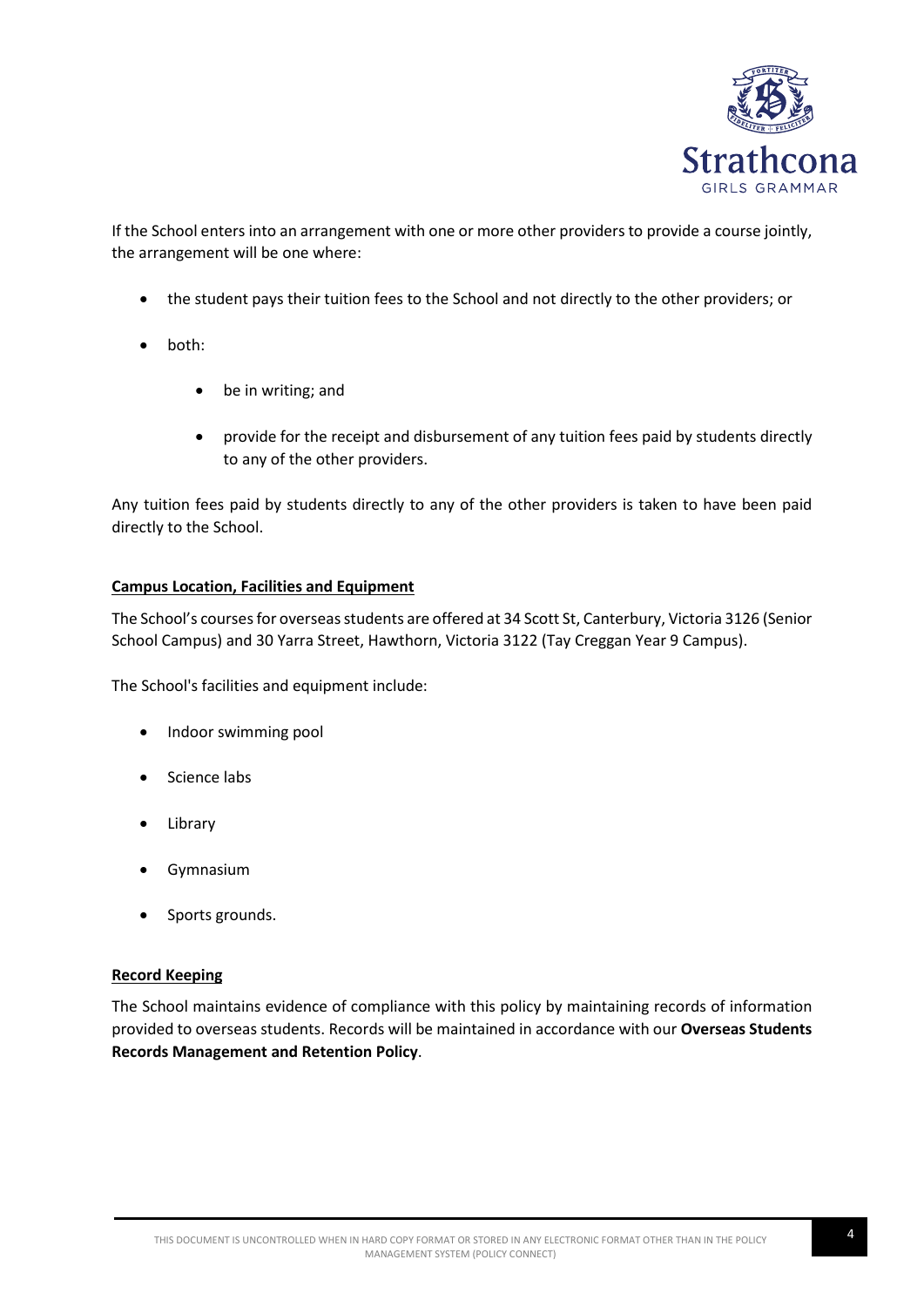If the School enters into an arrangement with one or more other providers to provide a course jointly, the arrangement will be one where:

- the student pays their tuition fees to the School and not directly to the other providers; or
- both:
    - be in writing; and
    - provide for the receipt and disbursement of any tuition fees paid by students directly to any of the other providers.

Any tuition fees paid by students directly to any of the other providers is taken to have been paid directly to the School.

**Campus Location, Facilities and Equipment**

The School's courses for overseas students are offered at 34 Scott St, Canterbury, Victoria 3126 (Senior School Campus) and 30 Yarra Street, Hawthorn, Victoria 3122 (Tay Creggan Year 9 Campus).

The School's facilities and equipment include:

- Indoor swimming pool
- Science labs
- Library
- Gymnasium
- Sports grounds.

**Record Keeping**

The School maintains evidence of compliance with this policy by maintaining records of information provided to overseas students. Records will be maintained in accordance with our **Overseas Students Records Management and Retention Policy**.